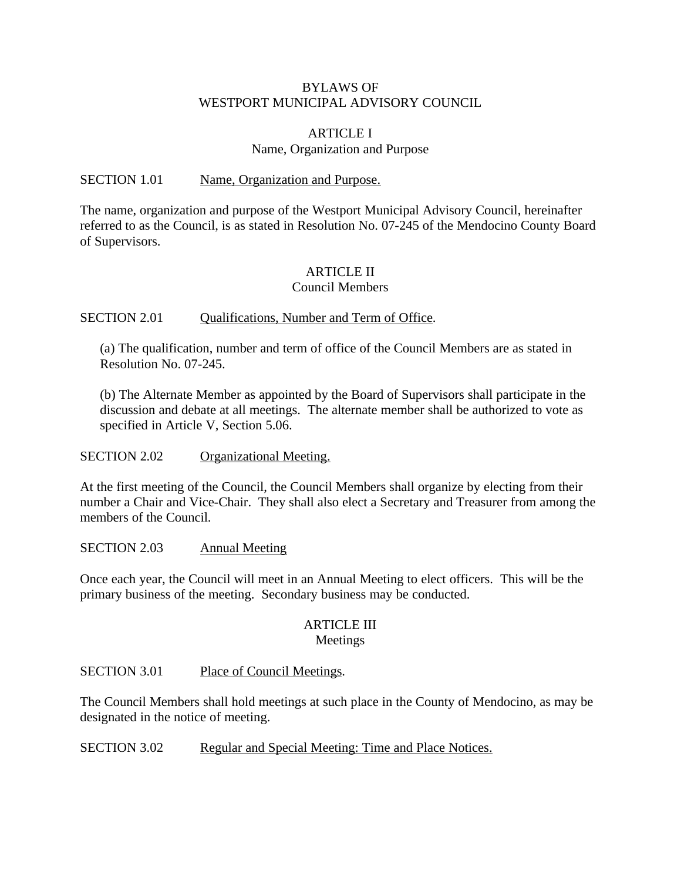# BYLAWS OF
# WESTPORT MUNICIPAL ADVISORY COUNCIL

## ARTICLE I
## Name, Organization and Purpose

SECTION 1.01 Name, Organization and Purpose.

The name, organization and purpose of the Westport Municipal Advisory Council, hereinafter referred to as the Council, is as stated in Resolution No. 07-245 of the Mendocino County Board of Supervisors.

## ARTICLE II
## Council Members

SECTION 2.01 Qualifications, Number and Term of Office.

(a) The qualification, number and term of office of the Council Members are as stated in Resolution No. 07-245.

(b) The Alternate Member as appointed by the Board of Supervisors shall participate in the discussion and debate at all meetings. The alternate member shall be authorized to vote as specified in Article V, Section 5.06.

SECTION 2.02 Organizational Meeting.

At the first meeting of the Council, the Council Members shall organize by electing from their number a Chair and Vice-Chair. They shall also elect a Secretary and Treasurer from among the members of the Council.

SECTION 2.03 Annual Meeting

Once each year, the Council will meet in an Annual Meeting to elect officers. This will be the primary business of the meeting. Secondary business may be conducted.

## ARTICLE III
## Meetings

SECTION 3.01 Place of Council Meetings.

The Council Members shall hold meetings at such place in the County of Mendocino, as may be designated in the notice of meeting.

SECTION 3.02 Regular and Special Meeting: Time and Place Notices.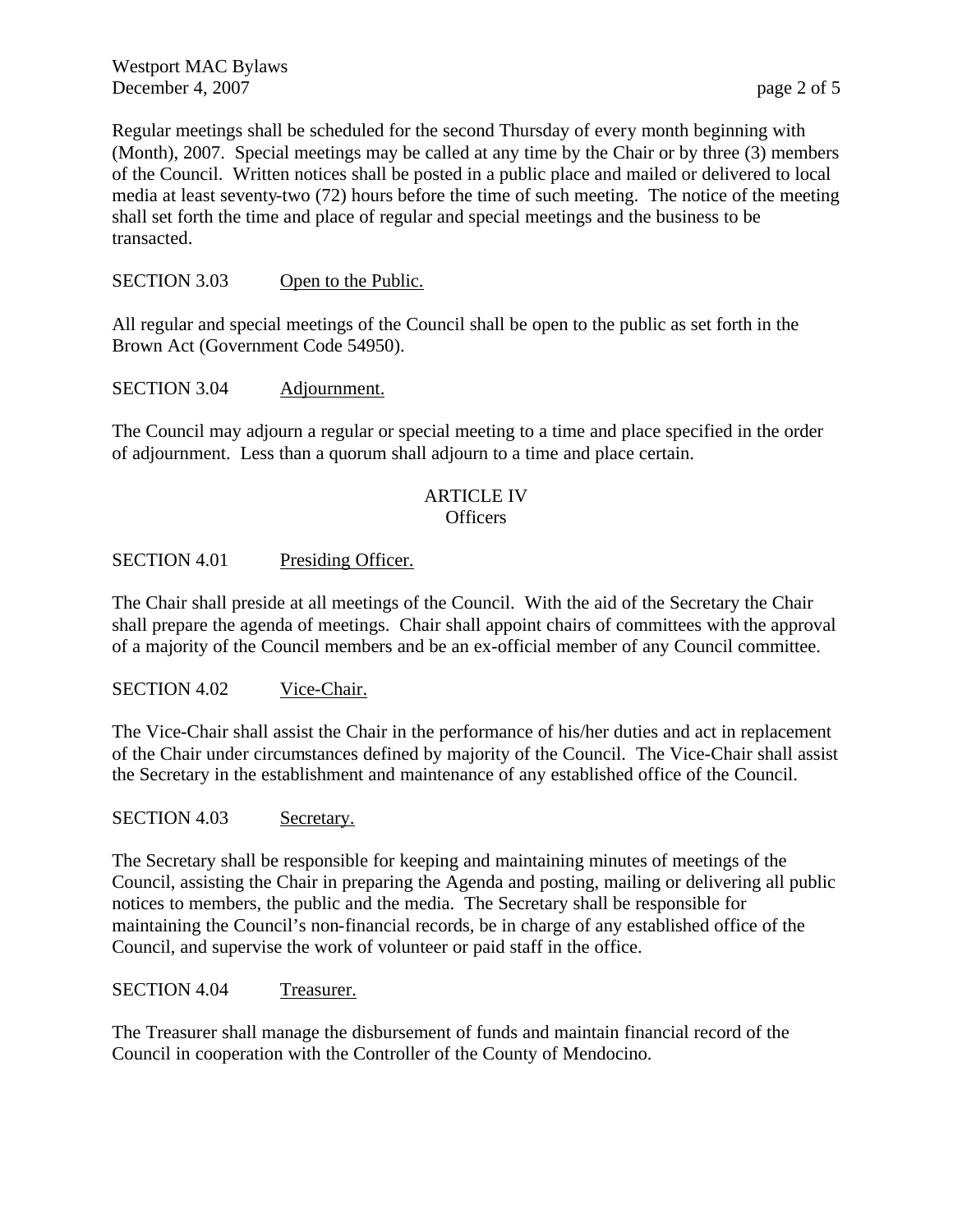Regular meetings shall be scheduled for the second Thursday of every month beginning with (Month), 2007. Special meetings may be called at any time by the Chair or by three (3) members of the Council. Written notices shall be posted in a public place and mailed or delivered to local media at least seventy-two (72) hours before the time of such meeting. The notice of the meeting shall set forth the time and place of regular and special meetings and the business to be transacted.

SECTION 3.03 Open to the Public.

All regular and special meetings of the Council shall be open to the public as set forth in the Brown Act (Government Code 54950).

SECTION 3.04 Adjournment.

The Council may adjourn a regular or special meeting to a time and place specified in the order of adjournment. Less than a quorum shall adjourn to a time and place certain.

## ARTICLE IV
## Officers

SECTION 4.01 Presiding Officer.

The Chair shall preside at all meetings of the Council. With the aid of the Secretary the Chair shall prepare the agenda of meetings. Chair shall appoint chairs of committees with the approval of a majority of the Council members and be an ex-official member of any Council committee.

SECTION 4.02 Vice-Chair.

The Vice-Chair shall assist the Chair in the performance of his/her duties and act in replacement of the Chair under circumstances defined by majority of the Council. The Vice-Chair shall assist the Secretary in the establishment and maintenance of any established office of the Council.

SECTION 4.03 Secretary.

The Secretary shall be responsible for keeping and maintaining minutes of meetings of the Council, assisting the Chair in preparing the Agenda and posting, mailing or delivering all public notices to members, the public and the media. The Secretary shall be responsible for maintaining the Council's non-financial records, be in charge of any established office of the Council, and supervise the work of volunteer or paid staff in the office.

SECTION 4.04 Treasurer.

The Treasurer shall manage the disbursement of funds and maintain financial record of the Council in cooperation with the Controller of the County of Mendocino.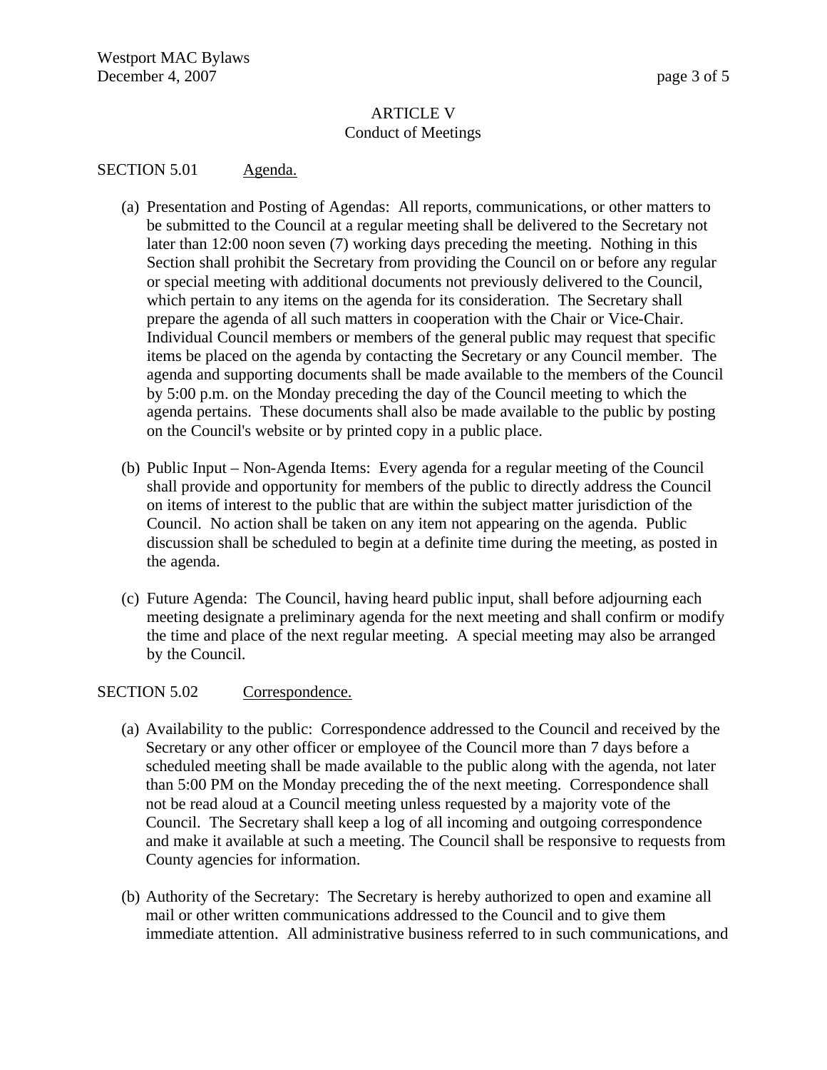## ARTICLE V
## Conduct of Meetings

SECTION 5.01 Agenda.

(a) Presentation and Posting of Agendas: All reports, communications, or other matters to be submitted to the Council at a regular meeting shall be delivered to the Secretary not later than 12:00 noon seven (7) working days preceding the meeting. Nothing in this Section shall prohibit the Secretary from providing the Council on or before any regular or special meeting with additional documents not previously delivered to the Council, which pertain to any items on the agenda for its consideration. The Secretary shall prepare the agenda of all such matters in cooperation with the Chair or Vice-Chair. Individual Council members or members of the general public may request that specific items be placed on the agenda by contacting the Secretary or any Council member. The agenda and supporting documents shall be made available to the members of the Council by 5:00 p.m. on the Monday preceding the day of the Council meeting to which the agenda pertains. These documents shall also be made available to the public by posting on the Council's website or by printed copy in a public place.

(b) Public Input – Non-Agenda Items: Every agenda for a regular meeting of the Council shall provide and opportunity for members of the public to directly address the Council on items of interest to the public that are within the subject matter jurisdiction of the Council. No action shall be taken on any item not appearing on the agenda. Public discussion shall be scheduled to begin at a definite time during the meeting, as posted in the agenda.

(c) Future Agenda: The Council, having heard public input, shall before adjourning each meeting designate a preliminary agenda for the next meeting and shall confirm or modify the time and place of the next regular meeting. A special meeting may also be arranged by the Council.

SECTION 5.02 Correspondence.

(a) Availability to the public: Correspondence addressed to the Council and received by the Secretary or any other officer or employee of the Council more than 7 days before a scheduled meeting shall be made available to the public along with the agenda, not later than 5:00 PM on the Monday preceding the of the next meeting. Correspondence shall not be read aloud at a Council meeting unless requested by a majority vote of the Council. The Secretary shall keep a log of all incoming and outgoing correspondence and make it available at such a meeting. The Council shall be responsive to requests from County agencies for information.

(b) Authority of the Secretary: The Secretary is hereby authorized to open and examine all mail or other written communications addressed to the Council and to give them immediate attention. All administrative business referred to in such communications, and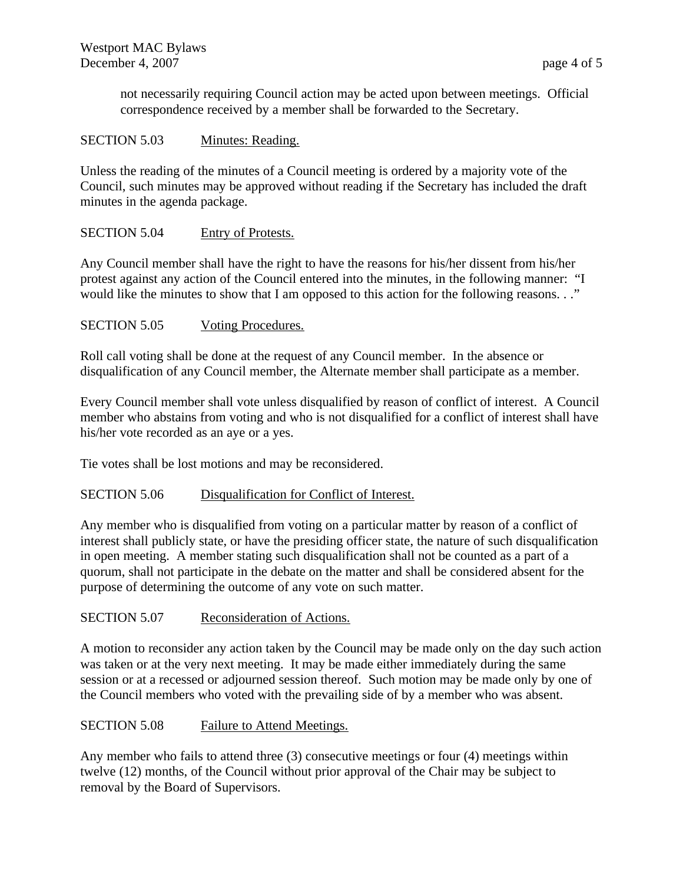not necessarily requiring Council action may be acted upon between meetings. Official correspondence received by a member shall be forwarded to the Secretary.

SECTION 5.03 Minutes: Reading.

Unless the reading of the minutes of a Council meeting is ordered by a majority vote of the Council, such minutes may be approved without reading if the Secretary has included the draft minutes in the agenda package.

SECTION 5.04 Entry of Protests.

Any Council member shall have the right to have the reasons for his/her dissent from his/her protest against any action of the Council entered into the minutes, in the following manner: "I would like the minutes to show that I am opposed to this action for the following reasons. . ."

SECTION 5.05 Voting Procedures.

Roll call voting shall be done at the request of any Council member. In the absence or disqualification of any Council member, the Alternate member shall participate as a member.

Every Council member shall vote unless disqualified by reason of conflict of interest. A Council member who abstains from voting and who is not disqualified for a conflict of interest shall have his/her vote recorded as an aye or a yes.

Tie votes shall be lost motions and may be reconsidered.

SECTION 5.06 Disqualification for Conflict of Interest.

Any member who is disqualified from voting on a particular matter by reason of a conflict of interest shall publicly state, or have the presiding officer state, the nature of such disqualification in open meeting. A member stating such disqualification shall not be counted as a part of a quorum, shall not participate in the debate on the matter and shall be considered absent for the purpose of determining the outcome of any vote on such matter.

SECTION 5.07 Reconsideration of Actions.

A motion to reconsider any action taken by the Council may be made only on the day such action was taken or at the very next meeting. It may be made either immediately during the same session or at a recessed or adjourned session thereof. Such motion may be made only by one of the Council members who voted with the prevailing side of by a member who was absent.

SECTION 5.08 Failure to Attend Meetings.

Any member who fails to attend three (3) consecutive meetings or four (4) meetings within twelve (12) months, of the Council without prior approval of the Chair may be subject to removal by the Board of Supervisors.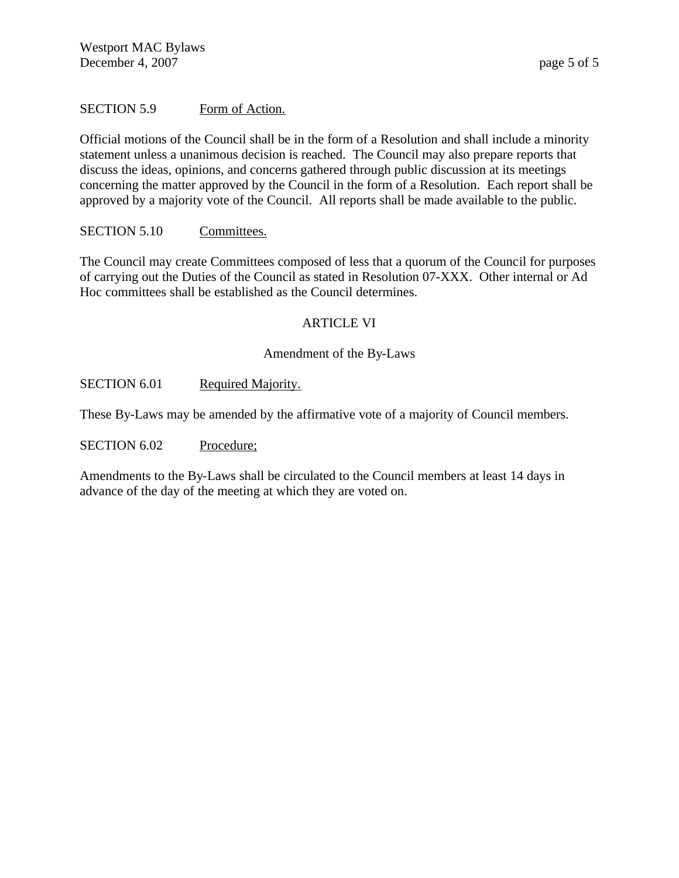SECTION 5.9 Form of Action.

Official motions of the Council shall be in the form of a Resolution and shall include a minority statement unless a unanimous decision is reached. The Council may also prepare reports that discuss the ideas, opinions, and concerns gathered through public discussion at its meetings concerning the matter approved by the Council in the form of a Resolution. Each report shall be approved by a majority vote of the Council. All reports shall be made available to the public.

SECTION 5.10 Committees.

The Council may create Committees composed of less that a quorum of the Council for purposes of carrying out the Duties of the Council as stated in Resolution 07-XXX. Other internal or Ad Hoc committees shall be established as the Council determines.

## ARTICLE VI

## Amendment of the By-Laws

SECTION 6.01 Required Majority.

These By-Laws may be amended by the affirmative vote of a majority of Council members.

SECTION 6.02 Procedure;

Amendments to the By-Laws shall be circulated to the Council members at least 14 days in advance of the day of the meeting at which they are voted on.